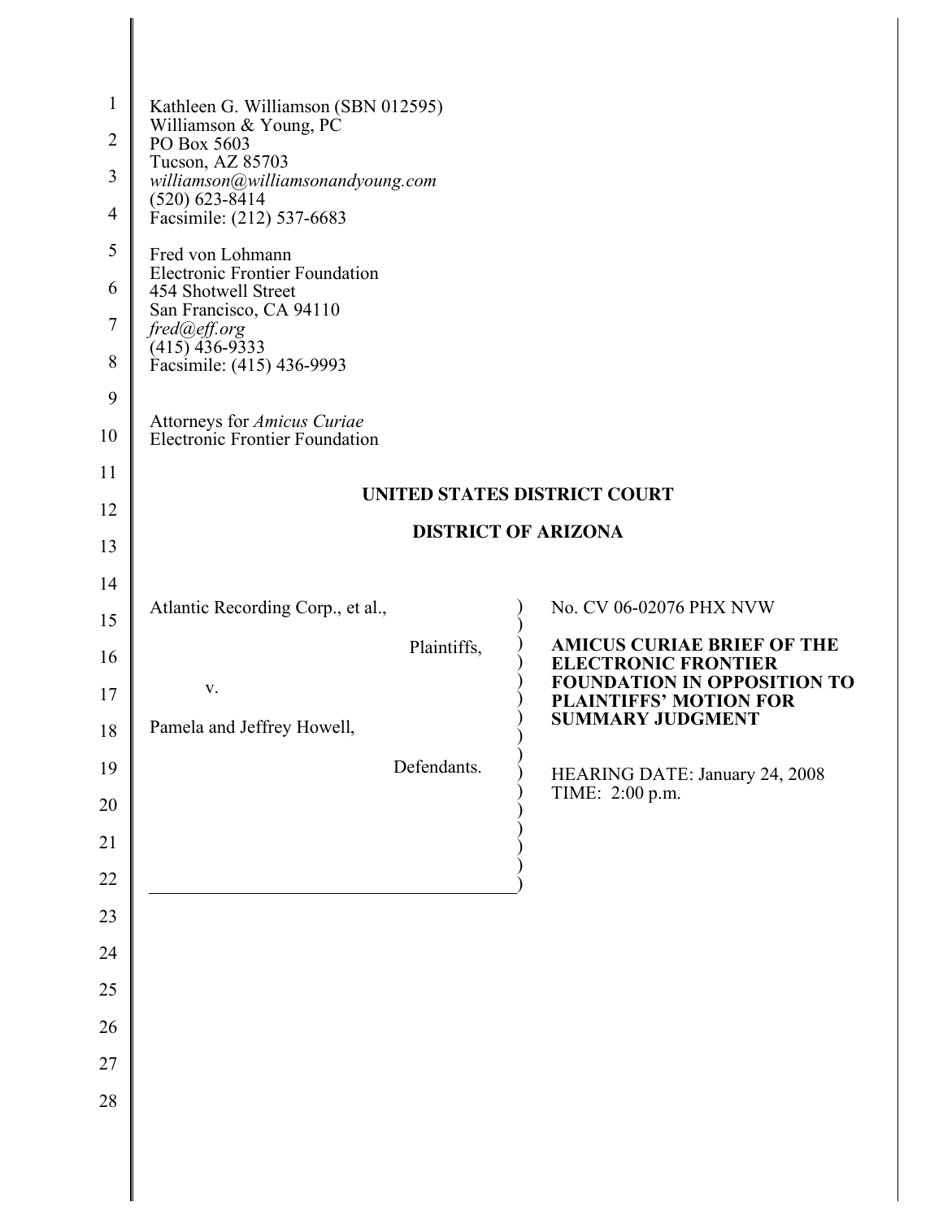Kathleen G. Williamson (SBN 012595)
Williamson & Young, PC
PO Box 5603
Tucson, AZ 85703
*williamson@williamsonandyoung.com*
(520) 623-8414
Facsimile: (212) 537-6683

Fred von Lohmann
Electronic Frontier Foundation
454 Shotwell Street
San Francisco, CA 94110
*fred@eff.org*
(415) 436-9333
Facsimile: (415) 436-9993

Attorneys for *Amicus Curiae*
Electronic Frontier Foundation

**UNITED STATES DISTRICT COURT**

**DISTRICT OF ARIZONA**

| | |
|---|---|
| Atlantic Recording Corp., et al.,<br><br>Plaintiffs,<br><br>v.<br><br>Pamela and Jeffrey Howell,<br><br>Defendants. | No. CV 06-02076 PHX NVW<br><br>**AMICUS CURIAE BRIEF OF THE ELECTRONIC FRONTIER FOUNDATION IN OPPOSITION TO PLAINTIFFS' MOTION FOR SUMMARY JUDGMENT**<br><br>HEARING DATE: January 24, 2008<br>TIME: 2:00 p.m. |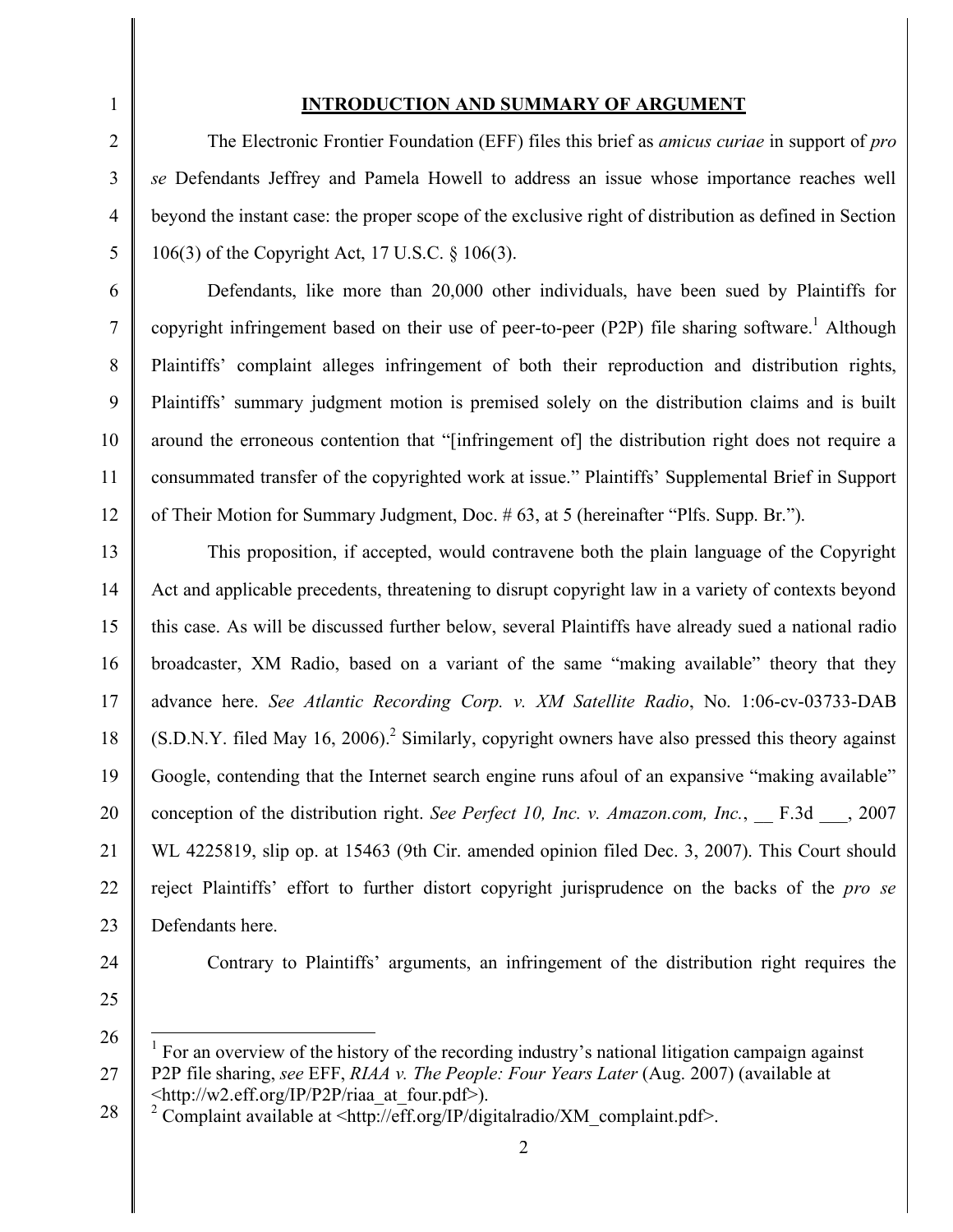## INTRODUCTION AND SUMMARY OF ARGUMENT

The Electronic Frontier Foundation (EFF) files this brief as *amicus curiae* in support of *pro se* Defendants Jeffrey and Pamela Howell to address an issue whose importance reaches well beyond the instant case: the proper scope of the exclusive right of distribution as defined in Section 106(3) of the Copyright Act, 17 U.S.C. § 106(3).

Defendants, like more than 20,000 other individuals, have been sued by Plaintiffs for copyright infringement based on their use of peer-to-peer (P2P) file sharing software.[1] Although Plaintiffs' complaint alleges infringement of both their reproduction and distribution rights, Plaintiffs' summary judgment motion is premised solely on the distribution claims and is built around the erroneous contention that "[infringement of] the distribution right does not require a consummated transfer of the copyrighted work at issue." Plaintiffs' Supplemental Brief in Support of Their Motion for Summary Judgment, Doc. # 63, at 5 (hereinafter "Plfs. Supp. Br.").

This proposition, if accepted, would contravene both the plain language of the Copyright Act and applicable precedents, threatening to disrupt copyright law in a variety of contexts beyond this case. As will be discussed further below, several Plaintiffs have already sued a national radio broadcaster, XM Radio, based on a variant of the same "making available" theory that they advance here. *See Atlantic Recording Corp. v. XM Satellite Radio*, No. 1:06-cv-03733-DAB (S.D.N.Y. filed May 16, 2006).[2] Similarly, copyright owners have also pressed this theory against Google, contending that the Internet search engine runs afoul of an expansive "making available" conception of the distribution right. *See Perfect 10, Inc. v. Amazon.com, Inc.*, __ F.3d ___, 2007 WL 4225819, slip op. at 15463 (9th Cir. amended opinion filed Dec. 3, 2007). This Court should reject Plaintiffs' effort to further distort copyright jurisprudence on the backs of the *pro se* Defendants here.

Contrary to Plaintiffs' arguments, an infringement of the distribution right requires the

---

[1] For an overview of the history of the recording industry's national litigation campaign against P2P file sharing, *see* EFF, *RIAA v. The People: Four Years Later* (Aug. 2007) (available at <http://w2.eff.org/IP/P2P/riaa_at_four.pdf>).

[2] Complaint available at <http://eff.org/IP/digitalradio/XM_complaint.pdf>.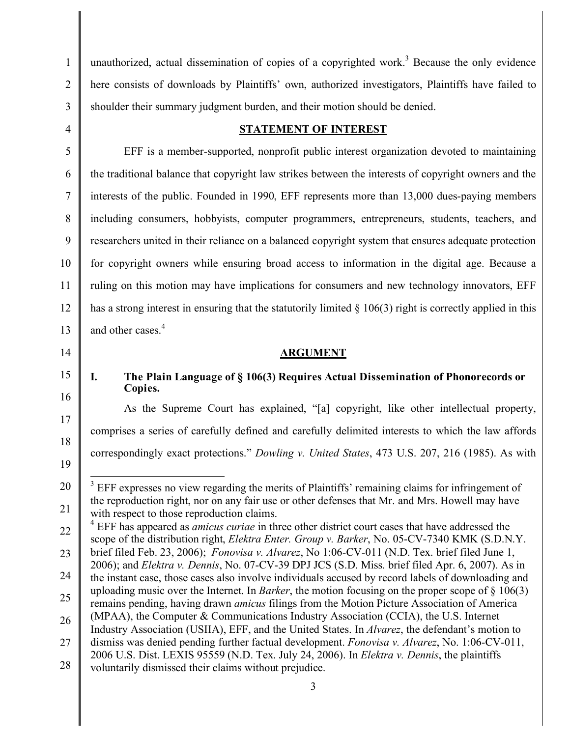unauthorized, actual dissemination of copies of a copyrighted work.[3] Because the only evidence here consists of downloads by Plaintiffs' own, authorized investigators, Plaintiffs have failed to shoulder their summary judgment burden, and their motion should be denied.

## STATEMENT OF INTEREST

EFF is a member-supported, nonprofit public interest organization devoted to maintaining the traditional balance that copyright law strikes between the interests of copyright owners and the interests of the public. Founded in 1990, EFF represents more than 13,000 dues-paying members including consumers, hobbyists, computer programmers, entrepreneurs, students, teachers, and researchers united in their reliance on a balanced copyright system that ensures adequate protection for copyright owners while ensuring broad access to information in the digital age. Because a ruling on this motion may have implications for consumers and new technology innovators, EFF has a strong interest in ensuring that the statutorily limited § 106(3) right is correctly applied in this and other cases.[4]

## ARGUMENT

### I. The Plain Language of § 106(3) Requires Actual Dissemination of Phonorecords or Copies.

As the Supreme Court has explained, "[a] copyright, like other intellectual property, comprises a series of carefully defined and carefully delimited interests to which the law affords correspondingly exact protections." *Dowling v. United States*, 473 U.S. 207, 216 (1985). As with

---

[3] EFF expresses no view regarding the merits of Plaintiffs' remaining claims for infringement of the reproduction right, nor on any fair use or other defenses that Mr. and Mrs. Howell may have with respect to those reproduction claims.

[4] EFF has appeared as *amicus curiae* in three other district court cases that have addressed the scope of the distribution right, *Elektra Enter. Group v. Barker*, No. 05-CV-7340 KMK (S.D.N.Y. brief filed Feb. 23, 2006); *Fonovisa v. Alvarez*, No 1:06-CV-011 (N.D. Tex. brief filed June 1, 2006); and *Elektra v. Dennis*, No. 07-CV-39 DPJ JCS (S.D. Miss. brief filed Apr. 6, 2007). As in the instant case, those cases also involve individuals accused by record labels of downloading and uploading music over the Internet. In *Barker*, the motion focusing on the proper scope of § 106(3) remains pending, having drawn *amicus* filings from the Motion Picture Association of America (MPAA), the Computer & Communications Industry Association (CCIA), the U.S. Internet Industry Association (USIIA), EFF, and the United States. In *Alvarez*, the defendant's motion to dismiss was denied pending further factual development. *Fonovisa v. Alvarez*, No. 1:06-CV-011, 2006 U.S. Dist. LEXIS 95559 (N.D. Tex. July 24, 2006). In *Elektra v. Dennis*, the plaintiffs voluntarily dismissed their claims without prejudice.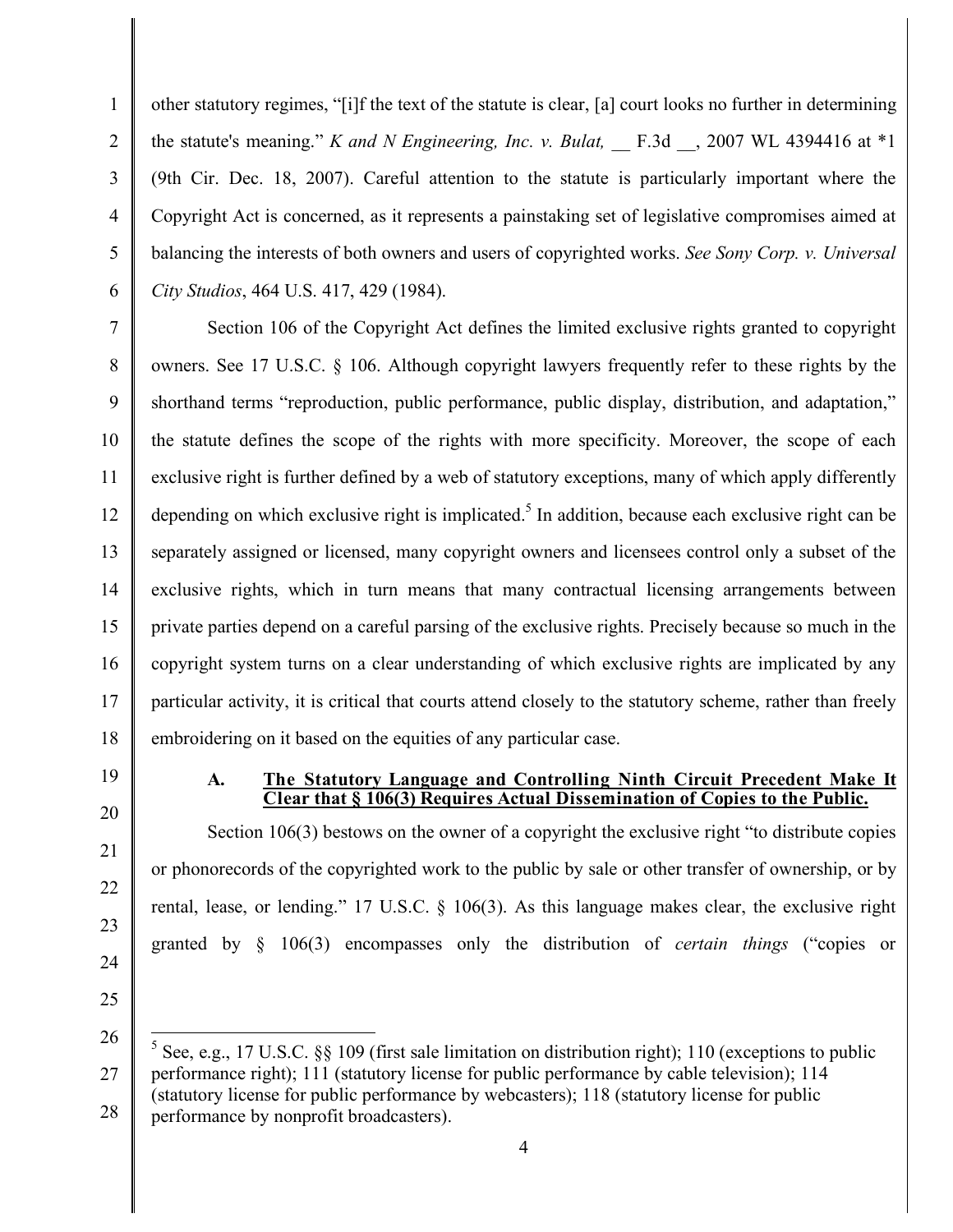other statutory regimes, "[i]f the text of the statute is clear, [a] court looks no further in determining the statute's meaning." *K and N Engineering, Inc. v. Bulat,* __ F.3d __, 2007 WL 4394416 at *1 (9th Cir. Dec. 18, 2007). Careful attention to the statute is particularly important where the Copyright Act is concerned, as it represents a painstaking set of legislative compromises aimed at balancing the interests of both owners and users of copyrighted works. *See Sony Corp. v. Universal City Studios*, 464 U.S. 417, 429 (1984).

Section 106 of the Copyright Act defines the limited exclusive rights granted to copyright owners. See 17 U.S.C. § 106. Although copyright lawyers frequently refer to these rights by the shorthand terms "reproduction, public performance, public display, distribution, and adaptation," the statute defines the scope of the rights with more specificity. Moreover, the scope of each exclusive right is further defined by a web of statutory exceptions, many of which apply differently depending on which exclusive right is implicated.[5] In addition, because each exclusive right can be separately assigned or licensed, many copyright owners and licensees control only a subset of the exclusive rights, which in turn means that many contractual licensing arrangements between private parties depend on a careful parsing of the exclusive rights. Precisely because so much in the copyright system turns on a clear understanding of which exclusive rights are implicated by any particular activity, it is critical that courts attend closely to the statutory scheme, rather than freely embroidering on it based on the equities of any particular case.

### A. <u>The Statutory Language and Controlling Ninth Circuit Precedent Make It Clear that § 106(3) Requires Actual Dissemination of Copies to the Public.</u>

Section 106(3) bestows on the owner of a copyright the exclusive right "to distribute copies or phonorecords of the copyrighted work to the public by sale or other transfer of ownership, or by rental, lease, or lending." 17 U.S.C. § 106(3). As this language makes clear, the exclusive right granted by § 106(3) encompasses only the distribution of *certain things* ("copies or

---

[5] See, e.g., 17 U.S.C. §§ 109 (first sale limitation on distribution right); 110 (exceptions to public performance right); 111 (statutory license for public performance by cable television); 114 (statutory license for public performance by webcasters); 118 (statutory license for public performance by nonprofit broadcasters).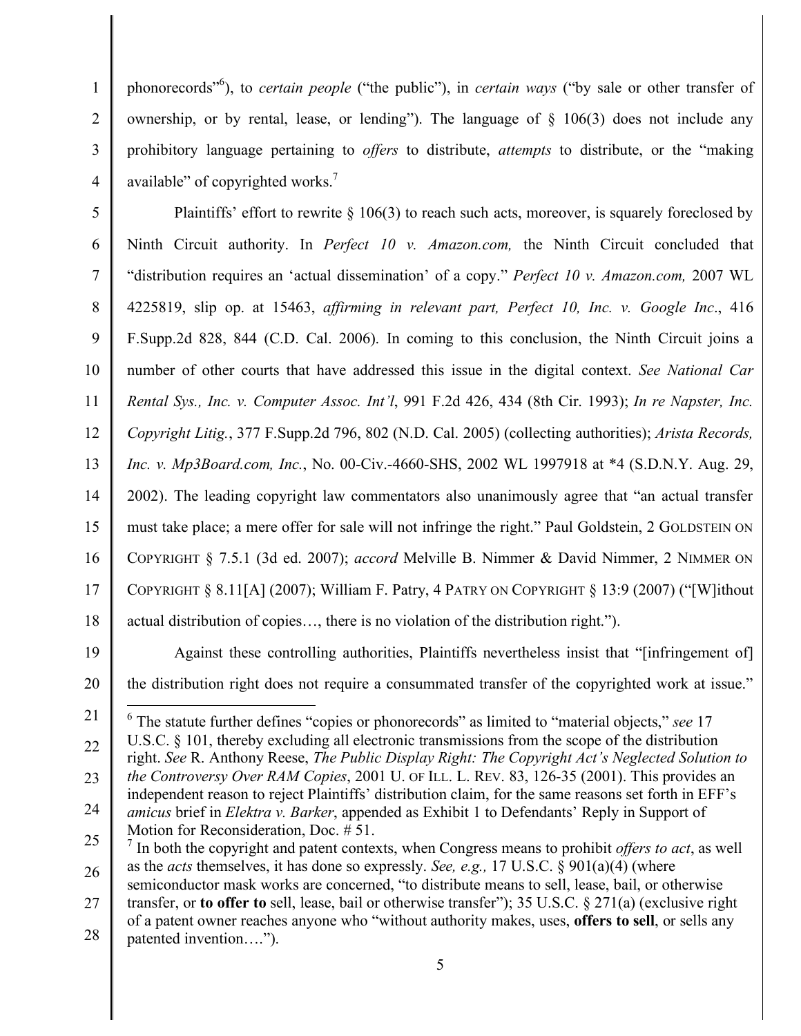phonorecords"[6]), to *certain people* ("the public"), in *certain ways* ("by sale or other transfer of ownership, or by rental, lease, or lending"). The language of § 106(3) does not include any prohibitory language pertaining to *offers* to distribute, *attempts* to distribute, or the "making available" of copyrighted works.[7]

Plaintiffs' effort to rewrite § 106(3) to reach such acts, moreover, is squarely foreclosed by Ninth Circuit authority. In *Perfect 10 v. Amazon.com,* the Ninth Circuit concluded that "distribution requires an 'actual dissemination' of a copy." *Perfect 10 v. Amazon.com,* 2007 WL 4225819, slip op. at 15463, *affirming in relevant part, Perfect 10, Inc. v. Google Inc*., 416 F.Supp.2d 828, 844 (C.D. Cal. 2006). In coming to this conclusion, the Ninth Circuit joins a number of other courts that have addressed this issue in the digital context. *See National Car Rental Sys., Inc. v. Computer Assoc. Int'l*, 991 F.2d 426, 434 (8th Cir. 1993); *In re Napster, Inc. Copyright Litig.*, 377 F.Supp.2d 796, 802 (N.D. Cal. 2005) (collecting authorities); *Arista Records, Inc. v. Mp3Board.com, Inc.*, No. 00-Civ.-4660-SHS, 2002 WL 1997918 at *4 (S.D.N.Y. Aug. 29, 2002). The leading copyright law commentators also unanimously agree that "an actual transfer must take place; a mere offer for sale will not infringe the right." Paul Goldstein, 2 GOLDSTEIN ON COPYRIGHT § 7.5.1 (3d ed. 2007); *accord* Melville B. Nimmer & David Nimmer, 2 NIMMER ON COPYRIGHT § 8.11[A] (2007); William F. Patry, 4 PATRY ON COPYRIGHT § 13:9 (2007) ("[W]ithout actual distribution of copies…, there is no violation of the distribution right.").

Against these controlling authorities, Plaintiffs nevertheless insist that "[infringement of] the distribution right does not require a consummated transfer of the copyrighted work at issue."

---

[6] The statute further defines "copies or phonorecords" as limited to "material objects," *see* 17 U.S.C. § 101, thereby excluding all electronic transmissions from the scope of the distribution right. *See* R. Anthony Reese, *The Public Display Right: The Copyright Act's Neglected Solution to the Controversy Over RAM Copies*, 2001 U. OF ILL. L. REV. 83, 126-35 (2001). This provides an independent reason to reject Plaintiffs' distribution claim, for the same reasons set forth in EFF's *amicus* brief in *Elektra v. Barker*, appended as Exhibit 1 to Defendants' Reply in Support of Motion for Reconsideration, Doc. # 51.

[7] In both the copyright and patent contexts, when Congress means to prohibit *offers to act*, as well as the *acts* themselves, it has done so expressly. *See, e.g.,* 17 U.S.C. § 901(a)(4) (where semiconductor mask works are concerned, "to distribute means to sell, lease, bail, or otherwise transfer, or **to offer to** sell, lease, bail or otherwise transfer"); 35 U.S.C. § 271(a) (exclusive right of a patent owner reaches anyone who "without authority makes, uses, **offers to sell**, or sells any patented invention….").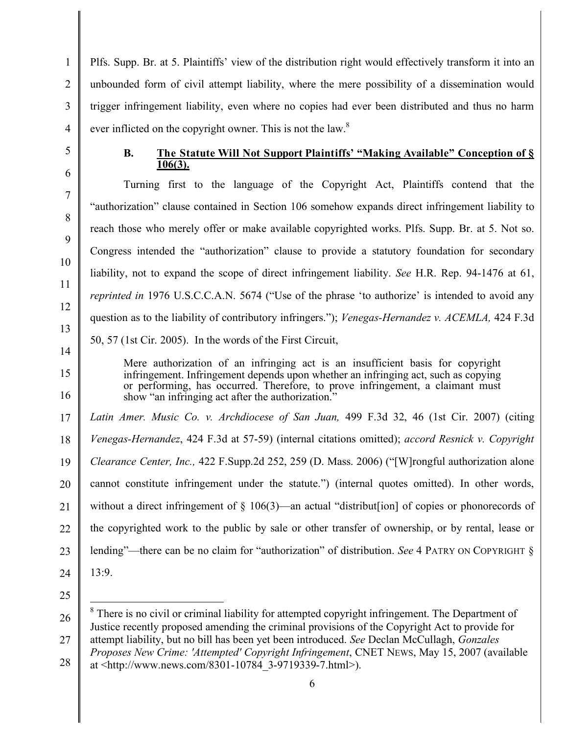Plfs. Supp. Br. at 5. Plaintiffs' view of the distribution right would effectively transform it into an unbounded form of civil attempt liability, where the mere possibility of a dissemination would trigger infringement liability, even where no copies had ever been distributed and thus no harm ever inflicted on the copyright owner. This is not the law.[8]

### B. The Statute Will Not Support Plaintiffs' "Making Available" Conception of § 106(3).

Turning first to the language of the Copyright Act, Plaintiffs contend that the "authorization" clause contained in Section 106 somehow expands direct infringement liability to reach those who merely offer or make available copyrighted works. Plfs. Supp. Br. at 5. Not so. Congress intended the "authorization" clause to provide a statutory foundation for secondary liability, not to expand the scope of direct infringement liability. *See* H.R. Rep. 94-1476 at 61, *reprinted in* 1976 U.S.C.C.A.N. 5674 ("Use of the phrase 'to authorize' is intended to avoid any question as to the liability of contributory infringers."); *Venegas-Hernandez v. ACEMLA,* 424 F.3d 50, 57 (1st Cir. 2005). In the words of the First Circuit,

> Mere authorization of an infringing act is an insufficient basis for copyright infringement. Infringement depends upon whether an infringing act, such as copying or performing, has occurred. Therefore, to prove infringement, a claimant must show "an infringing act after the authorization."

*Latin Amer. Music Co. v. Archdiocese of San Juan,* 499 F.3d 32, 46 (1st Cir. 2007) (citing *Venegas-Hernandez*, 424 F.3d at 57-59) (internal citations omitted); *accord Resnick v. Copyright Clearance Center, Inc.,* 422 F.Supp.2d 252, 259 (D. Mass. 2006) ("[W]rongful authorization alone cannot constitute infringement under the statute.") (internal quotes omitted). In other words, without a direct infringement of § 106(3)—an actual "distribut[ion] of copies or phonorecords of the copyrighted work to the public by sale or other transfer of ownership, or by rental, lease or lending"—there can be no claim for "authorization" of distribution. *See* 4 PATRY ON COPYRIGHT § 13:9.

---

[8] There is no civil or criminal liability for attempted copyright infringement. The Department of Justice recently proposed amending the criminal provisions of the Copyright Act to provide for attempt liability, but no bill has been yet been introduced. *See* Declan McCullagh, *Gonzales Proposes New Crime: 'Attempted' Copyright Infringement*, CNET NEWS, May 15, 2007 (available at <http://www.news.com/8301-10784_3-9719339-7.html>).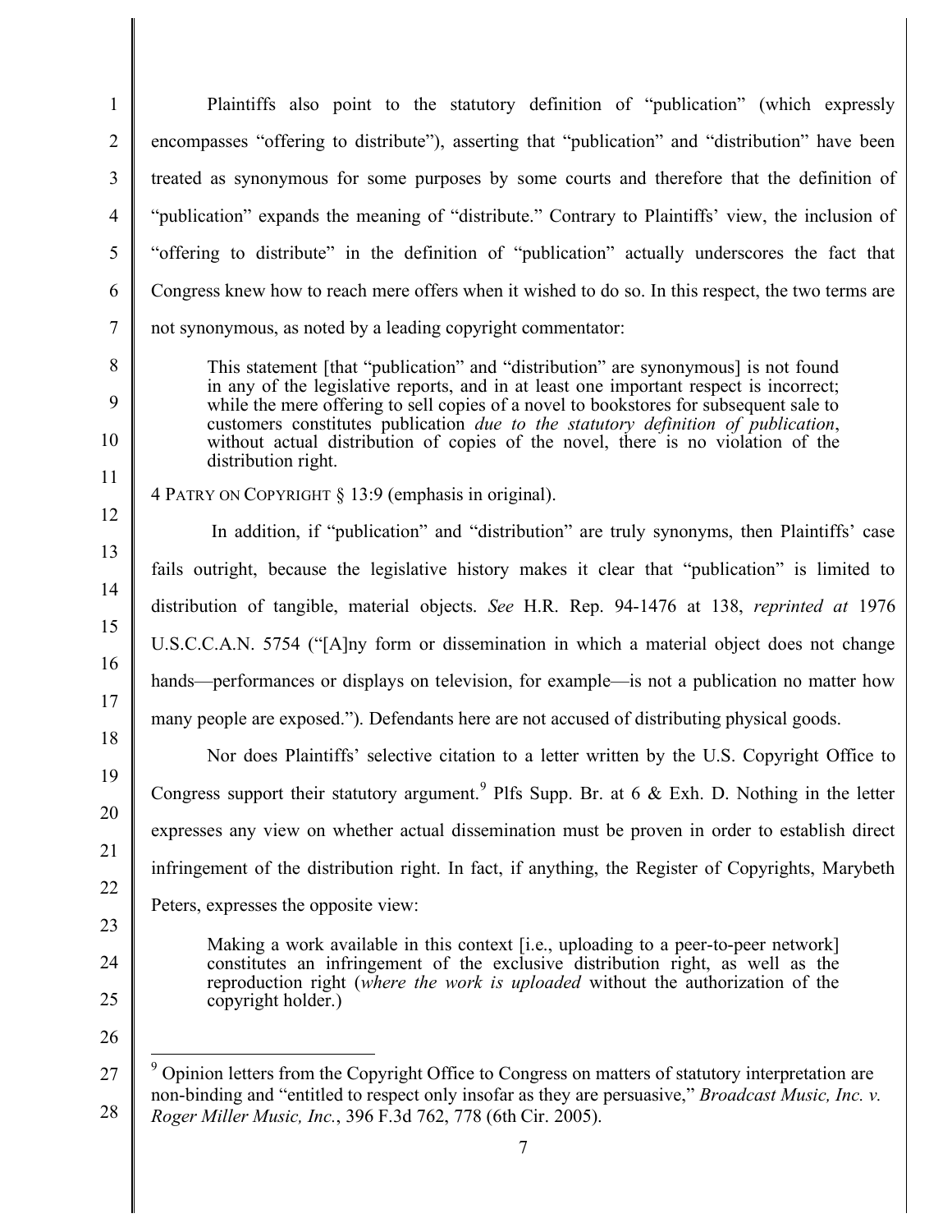Plaintiffs also point to the statutory definition of "publication" (which expressly encompasses "offering to distribute"), asserting that "publication" and "distribution" have been treated as synonymous for some purposes by some courts and therefore that the definition of "publication" expands the meaning of "distribute." Contrary to Plaintiffs' view, the inclusion of "offering to distribute" in the definition of "publication" actually underscores the fact that Congress knew how to reach mere offers when it wished to do so. In this respect, the two terms are not synonymous, as noted by a leading copyright commentator:

> This statement [that "publication" and "distribution" are synonymous] is not found in any of the legislative reports, and in at least one important respect is incorrect; while the mere offering to sell copies of a novel to bookstores for subsequent sale to customers constitutes publication *due to the statutory definition of publication*, without actual distribution of copies of the novel, there is no violation of the distribution right.

4 PATRY ON COPYRIGHT § 13:9 (emphasis in original).

In addition, if "publication" and "distribution" are truly synonyms, then Plaintiffs' case fails outright, because the legislative history makes it clear that "publication" is limited to distribution of tangible, material objects. *See* H.R. Rep. 94-1476 at 138, *reprinted at* 1976 U.S.C.C.A.N. 5754 ("[A]ny form or dissemination in which a material object does not change hands—performances or displays on television, for example—is not a publication no matter how many people are exposed."). Defendants here are not accused of distributing physical goods.

Nor does Plaintiffs' selective citation to a letter written by the U.S. Copyright Office to Congress support their statutory argument.[9] Plfs Supp. Br. at 6 & Exh. D. Nothing in the letter expresses any view on whether actual dissemination must be proven in order to establish direct infringement of the distribution right. In fact, if anything, the Register of Copyrights, Marybeth Peters, expresses the opposite view:

> Making a work available in this context [i.e., uploading to a peer-to-peer network] constitutes an infringement of the exclusive distribution right, as well as the reproduction right (*where the work is uploaded* without the authorization of the copyright holder.)

---

[9] Opinion letters from the Copyright Office to Congress on matters of statutory interpretation are non-binding and "entitled to respect only insofar as they are persuasive," *Broadcast Music, Inc. v. Roger Miller Music, Inc.*, 396 F.3d 762, 778 (6th Cir. 2005).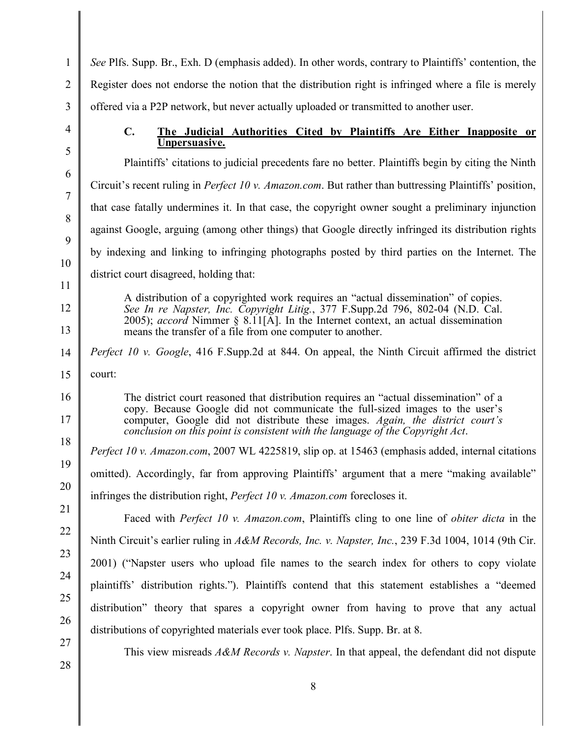*See* Plfs. Supp. Br., Exh. D (emphasis added). In other words, contrary to Plaintiffs' contention, the Register does not endorse the notion that the distribution right is infringed where a file is merely offered via a P2P network, but never actually uploaded or transmitted to another user.

### C. <u>The Judicial Authorities Cited by Plaintiffs Are Either Inapposite or Unpersuasive.</u>

Plaintiffs' citations to judicial precedents fare no better. Plaintiffs begin by citing the Ninth Circuit's recent ruling in *Perfect 10 v. Amazon.com*. But rather than buttressing Plaintiffs' position, that case fatally undermines it. In that case, the copyright owner sought a preliminary injunction against Google, arguing (among other things) that Google directly infringed its distribution rights by indexing and linking to infringing photographs posted by third parties on the Internet. The district court disagreed, holding that:

> A distribution of a copyrighted work requires an "actual dissemination" of copies. *See In re Napster, Inc. Copyright Litig.*, 377 F.Supp.2d 796, 802-04 (N.D. Cal. 2005); *accord* Nimmer § 8.11[A]. In the Internet context, an actual dissemination means the transfer of a file from one computer to another.

*Perfect 10 v. Google*, 416 F.Supp.2d at 844. On appeal, the Ninth Circuit affirmed the district court:

> The district court reasoned that distribution requires an "actual dissemination" of a copy. Because Google did not communicate the full-sized images to the user's computer, Google did not distribute these images. *Again, the district court's conclusion on this point is consistent with the language of the Copyright Act*.

*Perfect 10 v. Amazon.com*, 2007 WL 4225819, slip op. at 15463 (emphasis added, internal citations omitted). Accordingly, far from approving Plaintiffs' argument that a mere "making available" infringes the distribution right, *Perfect 10 v. Amazon.com* forecloses it.

Faced with *Perfect 10 v. Amazon.com*, Plaintiffs cling to one line of *obiter dicta* in the Ninth Circuit's earlier ruling in *A&M Records, Inc. v. Napster, Inc.*, 239 F.3d 1004, 1014 (9th Cir. 2001) ("Napster users who upload file names to the search index for others to copy violate plaintiffs' distribution rights."). Plaintiffs contend that this statement establishes a "deemed distribution" theory that spares a copyright owner from having to prove that any actual distributions of copyrighted materials ever took place. Plfs. Supp. Br. at 8.

This view misreads *A&M Records v. Napster*. In that appeal, the defendant did not dispute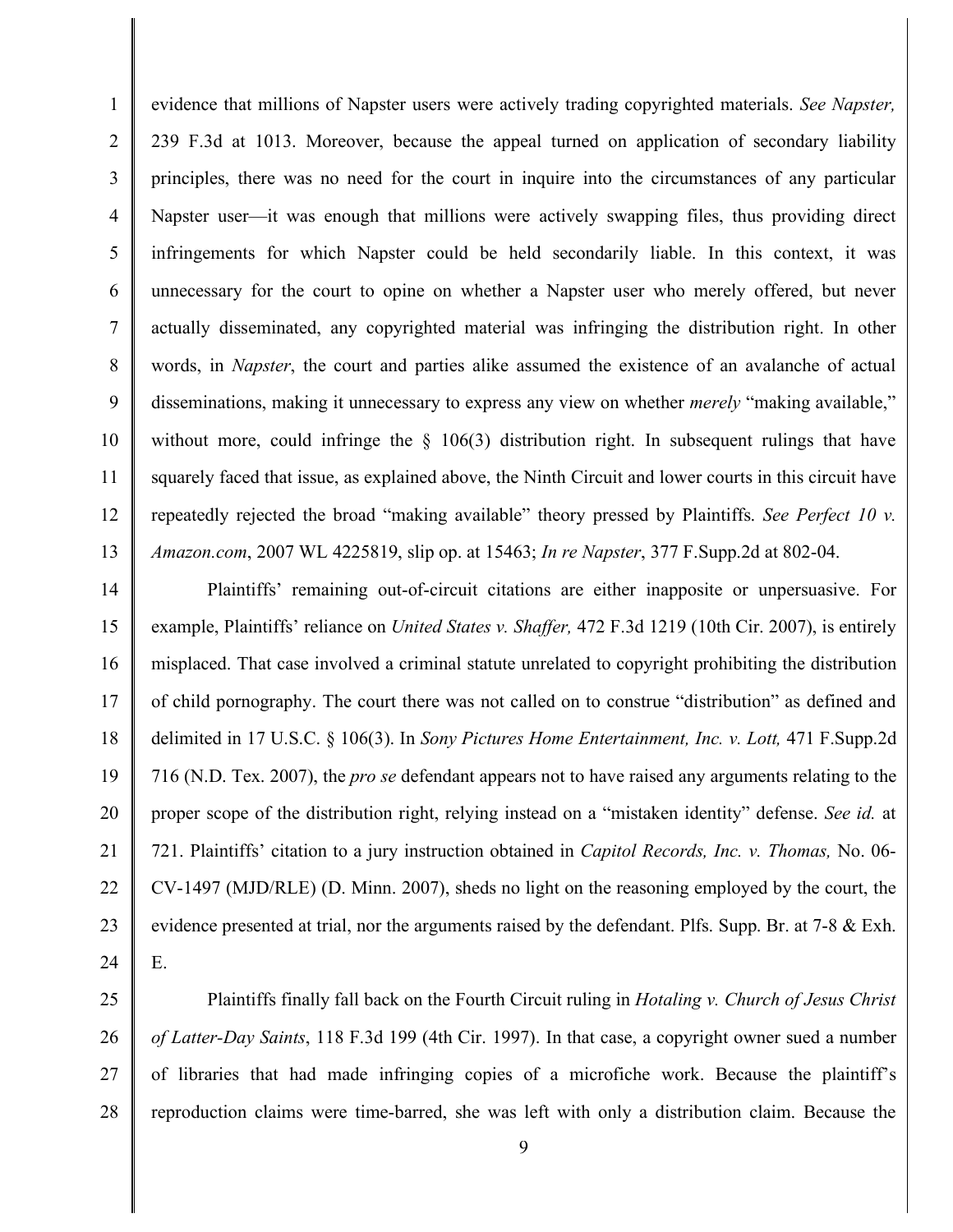evidence that millions of Napster users were actively trading copyrighted materials. *See Napster,* 239 F.3d at 1013. Moreover, because the appeal turned on application of secondary liability principles, there was no need for the court in inquire into the circumstances of any particular Napster user—it was enough that millions were actively swapping files, thus providing direct infringements for which Napster could be held secondarily liable. In this context, it was unnecessary for the court to opine on whether a Napster user who merely offered, but never actually disseminated, any copyrighted material was infringing the distribution right. In other words, in *Napster*, the court and parties alike assumed the existence of an avalanche of actual disseminations, making it unnecessary to express any view on whether *merely* "making available," without more, could infringe the § 106(3) distribution right. In subsequent rulings that have squarely faced that issue, as explained above, the Ninth Circuit and lower courts in this circuit have repeatedly rejected the broad "making available" theory pressed by Plaintiffs. *See Perfect 10 v. Amazon.com*, 2007 WL 4225819, slip op. at 15463; *In re Napster*, 377 F.Supp.2d at 802-04.

Plaintiffs' remaining out-of-circuit citations are either inapposite or unpersuasive. For example, Plaintiffs' reliance on *United States v. Shaffer,* 472 F.3d 1219 (10th Cir. 2007), is entirely misplaced. That case involved a criminal statute unrelated to copyright prohibiting the distribution of child pornography. The court there was not called on to construe "distribution" as defined and delimited in 17 U.S.C. § 106(3). In *Sony Pictures Home Entertainment, Inc. v. Lott,* 471 F.Supp.2d 716 (N.D. Tex. 2007), the *pro se* defendant appears not to have raised any arguments relating to the proper scope of the distribution right, relying instead on a "mistaken identity" defense. *See id.* at 721. Plaintiffs' citation to a jury instruction obtained in *Capitol Records, Inc. v. Thomas,* No. 06-CV-1497 (MJD/RLE) (D. Minn. 2007), sheds no light on the reasoning employed by the court, the evidence presented at trial, nor the arguments raised by the defendant. Plfs. Supp. Br. at 7-8 & Exh. E.

Plaintiffs finally fall back on the Fourth Circuit ruling in *Hotaling v. Church of Jesus Christ of Latter-Day Saints*, 118 F.3d 199 (4th Cir. 1997). In that case, a copyright owner sued a number of libraries that had made infringing copies of a microfiche work. Because the plaintiff's reproduction claims were time-barred, she was left with only a distribution claim. Because the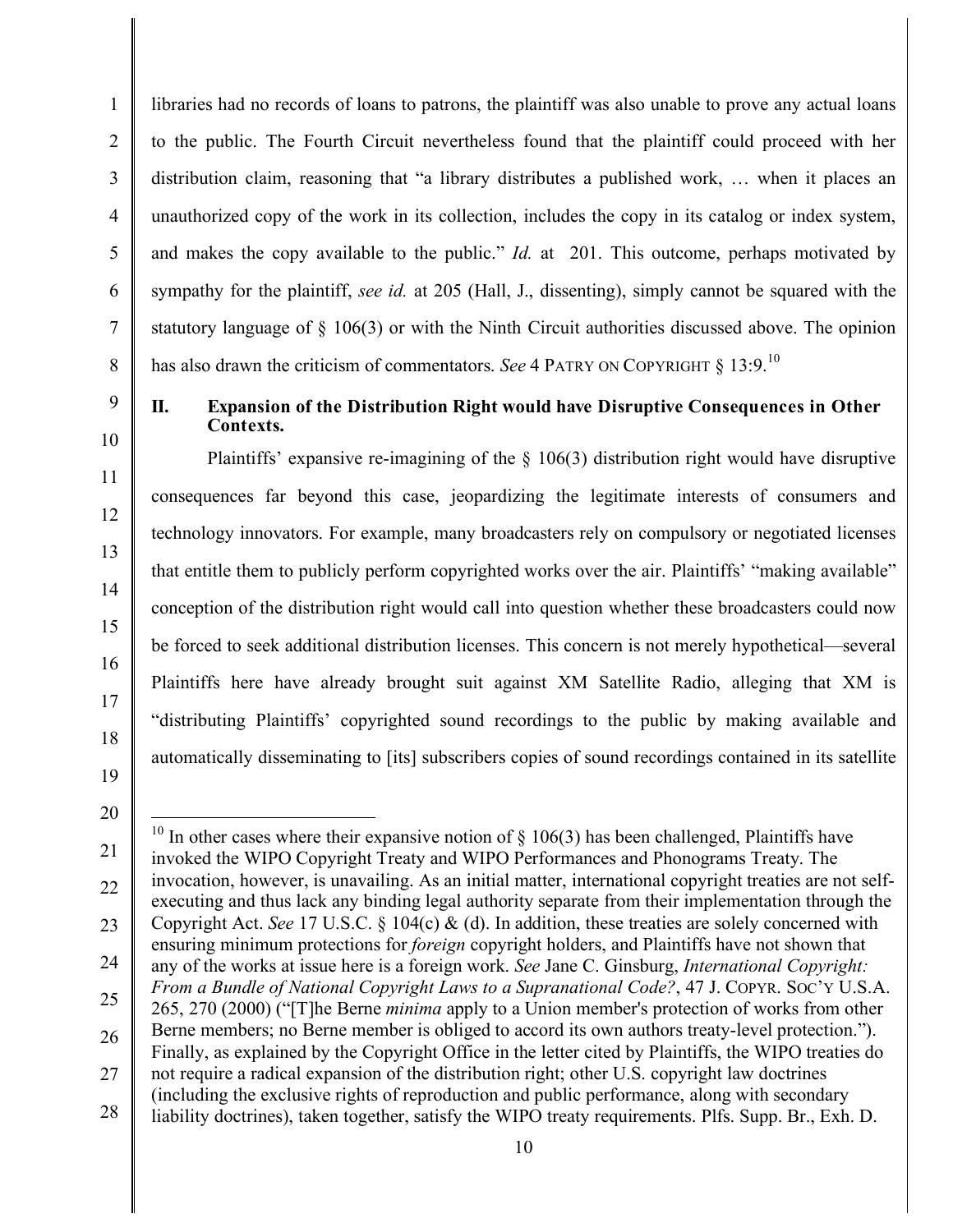libraries had no records of loans to patrons, the plaintiff was also unable to prove any actual loans to the public. The Fourth Circuit nevertheless found that the plaintiff could proceed with her distribution claim, reasoning that "a library distributes a published work, … when it places an unauthorized copy of the work in its collection, includes the copy in its catalog or index system, and makes the copy available to the public." *Id.* at 201. This outcome, perhaps motivated by sympathy for the plaintiff, *see id.* at 205 (Hall, J., dissenting), simply cannot be squared with the statutory language of § 106(3) or with the Ninth Circuit authorities discussed above. The opinion has also drawn the criticism of commentators. *See* 4 PATRY ON COPYRIGHT § 13:9.[10]

## II. Expansion of the Distribution Right would have Disruptive Consequences in Other Contexts.

Plaintiffs' expansive re-imagining of the § 106(3) distribution right would have disruptive consequences far beyond this case, jeopardizing the legitimate interests of consumers and technology innovators. For example, many broadcasters rely on compulsory or negotiated licenses that entitle them to publicly perform copyrighted works over the air. Plaintiffs' "making available" conception of the distribution right would call into question whether these broadcasters could now be forced to seek additional distribution licenses. This concern is not merely hypothetical—several Plaintiffs here have already brought suit against XM Satellite Radio, alleging that XM is "distributing Plaintiffs' copyrighted sound recordings to the public by making available and automatically disseminating to [its] subscribers copies of sound recordings contained in its satellite

---

[10] In other cases where their expansive notion of § 106(3) has been challenged, Plaintiffs have invoked the WIPO Copyright Treaty and WIPO Performances and Phonograms Treaty. The invocation, however, is unavailing. As an initial matter, international copyright treaties are not self-executing and thus lack any binding legal authority separate from their implementation through the Copyright Act. *See* 17 U.S.C. § 104(c) & (d). In addition, these treaties are solely concerned with ensuring minimum protections for *foreign* copyright holders, and Plaintiffs have not shown that any of the works at issue here is a foreign work. *See* Jane C. Ginsburg, *International Copyright: From a Bundle of National Copyright Laws to a Supranational Code?*, 47 J. COPYR. SOC'Y U.S.A. 265, 270 (2000) ("[T]he Berne *minima* apply to a Union member's protection of works from other Berne members; no Berne member is obliged to accord its own authors treaty-level protection."). Finally, as explained by the Copyright Office in the letter cited by Plaintiffs, the WIPO treaties do not require a radical expansion of the distribution right; other U.S. copyright law doctrines (including the exclusive rights of reproduction and public performance, along with secondary liability doctrines), taken together, satisfy the WIPO treaty requirements. Plfs. Supp. Br., Exh. D.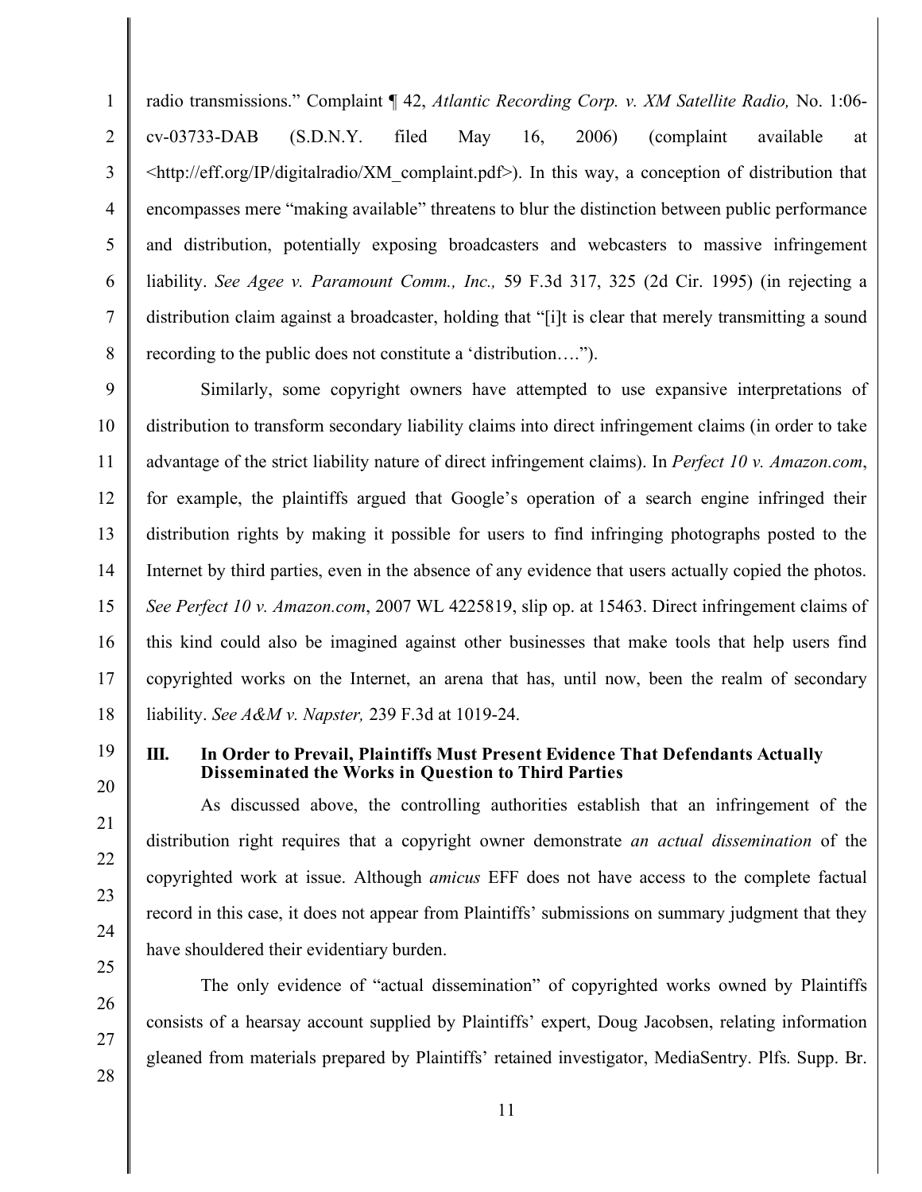radio transmissions." Complaint ¶ 42, *Atlantic Recording Corp. v. XM Satellite Radio,* No. 1:06-cv-03733-DAB (S.D.N.Y. filed May 16, 2006) (complaint available at <http://eff.org/IP/digitalradio/XM_complaint.pdf>). In this way, a conception of distribution that encompasses mere "making available" threatens to blur the distinction between public performance and distribution, potentially exposing broadcasters and webcasters to massive infringement liability. *See Agee v. Paramount Comm., Inc.,* 59 F.3d 317, 325 (2d Cir. 1995) (in rejecting a distribution claim against a broadcaster, holding that "[i]t is clear that merely transmitting a sound recording to the public does not constitute a 'distribution….").

Similarly, some copyright owners have attempted to use expansive interpretations of distribution to transform secondary liability claims into direct infringement claims (in order to take advantage of the strict liability nature of direct infringement claims). In *Perfect 10 v. Amazon.com*, for example, the plaintiffs argued that Google's operation of a search engine infringed their distribution rights by making it possible for users to find infringing photographs posted to the Internet by third parties, even in the absence of any evidence that users actually copied the photos. *See Perfect 10 v. Amazon.com*, 2007 WL 4225819, slip op. at 15463. Direct infringement claims of this kind could also be imagined against other businesses that make tools that help users find copyrighted works on the Internet, an arena that has, until now, been the realm of secondary liability. *See A&M v. Napster,* 239 F.3d at 1019-24.

## III. In Order to Prevail, Plaintiffs Must Present Evidence That Defendants Actually Disseminated the Works in Question to Third Parties

As discussed above, the controlling authorities establish that an infringement of the distribution right requires that a copyright owner demonstrate *an actual dissemination* of the copyrighted work at issue. Although *amicus* EFF does not have access to the complete factual record in this case, it does not appear from Plaintiffs' submissions on summary judgment that they have shouldered their evidentiary burden.

The only evidence of "actual dissemination" of copyrighted works owned by Plaintiffs consists of a hearsay account supplied by Plaintiffs' expert, Doug Jacobsen, relating information gleaned from materials prepared by Plaintiffs' retained investigator, MediaSentry. Plfs. Supp. Br.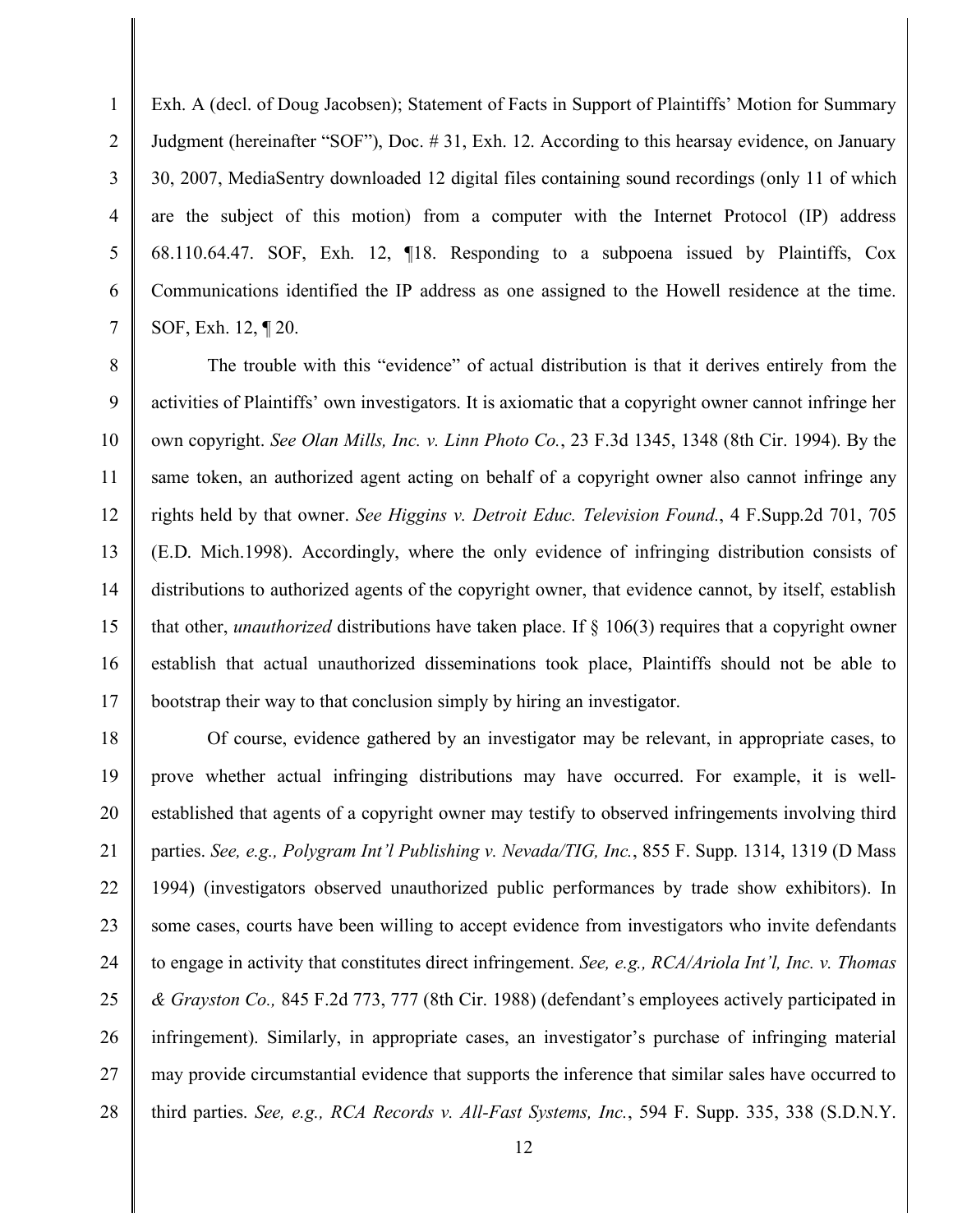Exh. A (decl. of Doug Jacobsen); Statement of Facts in Support of Plaintiffs' Motion for Summary Judgment (hereinafter "SOF"), Doc. # 31, Exh. 12. According to this hearsay evidence, on January 30, 2007, MediaSentry downloaded 12 digital files containing sound recordings (only 11 of which are the subject of this motion) from a computer with the Internet Protocol (IP) address 68.110.64.47. SOF, Exh. 12, ¶18. Responding to a subpoena issued by Plaintiffs, Cox Communications identified the IP address as one assigned to the Howell residence at the time. SOF, Exh. 12, ¶ 20.

The trouble with this "evidence" of actual distribution is that it derives entirely from the activities of Plaintiffs' own investigators. It is axiomatic that a copyright owner cannot infringe her own copyright. *See Olan Mills, Inc. v. Linn Photo Co.*, 23 F.3d 1345, 1348 (8th Cir. 1994). By the same token, an authorized agent acting on behalf of a copyright owner also cannot infringe any rights held by that owner. *See Higgins v. Detroit Educ. Television Found.*, 4 F.Supp.2d 701, 705 (E.D. Mich.1998). Accordingly, where the only evidence of infringing distribution consists of distributions to authorized agents of the copyright owner, that evidence cannot, by itself, establish that other, *unauthorized* distributions have taken place. If § 106(3) requires that a copyright owner establish that actual unauthorized disseminations took place, Plaintiffs should not be able to bootstrap their way to that conclusion simply by hiring an investigator.

Of course, evidence gathered by an investigator may be relevant, in appropriate cases, to prove whether actual infringing distributions may have occurred. For example, it is well-established that agents of a copyright owner may testify to observed infringements involving third parties. *See, e.g., Polygram Int'l Publishing v. Nevada/TIG, Inc.*, 855 F. Supp. 1314, 1319 (D Mass 1994) (investigators observed unauthorized public performances by trade show exhibitors). In some cases, courts have been willing to accept evidence from investigators who invite defendants to engage in activity that constitutes direct infringement. *See, e.g., RCA/Ariola Int'l, Inc. v. Thomas & Grayston Co.,* 845 F.2d 773, 777 (8th Cir. 1988) (defendant's employees actively participated in infringement). Similarly, in appropriate cases, an investigator's purchase of infringing material may provide circumstantial evidence that supports the inference that similar sales have occurred to third parties. *See, e.g., RCA Records v. All-Fast Systems, Inc.*, 594 F. Supp. 335, 338 (S.D.N.Y.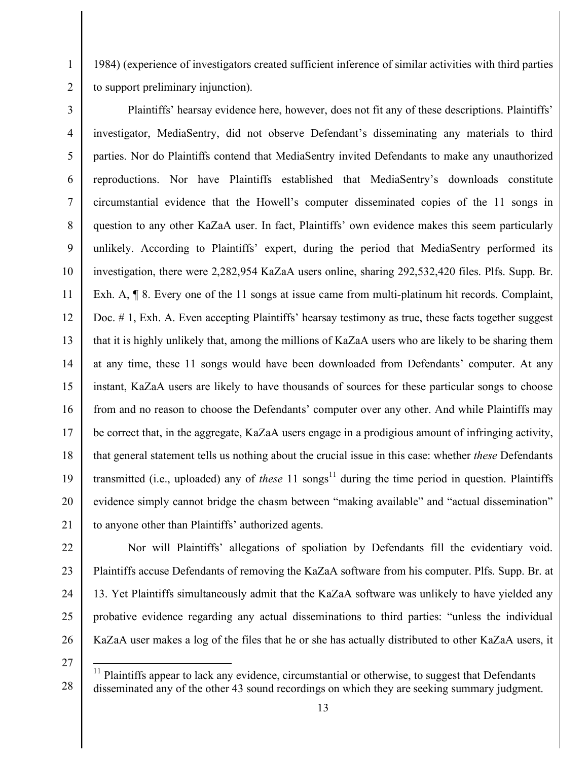1984) (experience of investigators created sufficient inference of similar activities with third parties to support preliminary injunction).

Plaintiffs' hearsay evidence here, however, does not fit any of these descriptions. Plaintiffs' investigator, MediaSentry, did not observe Defendant's disseminating any materials to third parties. Nor do Plaintiffs contend that MediaSentry invited Defendants to make any unauthorized reproductions. Nor have Plaintiffs established that MediaSentry's downloads constitute circumstantial evidence that the Howell's computer disseminated copies of the 11 songs in question to any other KaZaA user. In fact, Plaintiffs' own evidence makes this seem particularly unlikely. According to Plaintiffs' expert, during the period that MediaSentry performed its investigation, there were 2,282,954 KaZaA users online, sharing 292,532,420 files. Plfs. Supp. Br. Exh. A, ¶ 8. Every one of the 11 songs at issue came from multi-platinum hit records. Complaint, Doc. # 1, Exh. A. Even accepting Plaintiffs' hearsay testimony as true, these facts together suggest that it is highly unlikely that, among the millions of KaZaA users who are likely to be sharing them at any time, these 11 songs would have been downloaded from Defendants' computer. At any instant, KaZaA users are likely to have thousands of sources for these particular songs to choose from and no reason to choose the Defendants' computer over any other. And while Plaintiffs may be correct that, in the aggregate, KaZaA users engage in a prodigious amount of infringing activity, that general statement tells us nothing about the crucial issue in this case: whether *these* Defendants transmitted (i.e., uploaded) any of *these* 11 songs[11] during the time period in question. Plaintiffs evidence simply cannot bridge the chasm between "making available" and "actual dissemination" to anyone other than Plaintiffs' authorized agents.

Nor will Plaintiffs' allegations of spoliation by Defendants fill the evidentiary void. Plaintiffs accuse Defendants of removing the KaZaA software from his computer. Plfs. Supp. Br. at 13. Yet Plaintiffs simultaneously admit that the KaZaA software was unlikely to have yielded any probative evidence regarding any actual disseminations to third parties: "unless the individual KaZaA user makes a log of the files that he or she has actually distributed to other KaZaA users, it

---

[11] Plaintiffs appear to lack any evidence, circumstantial or otherwise, to suggest that Defendants disseminated any of the other 43 sound recordings on which they are seeking summary judgment.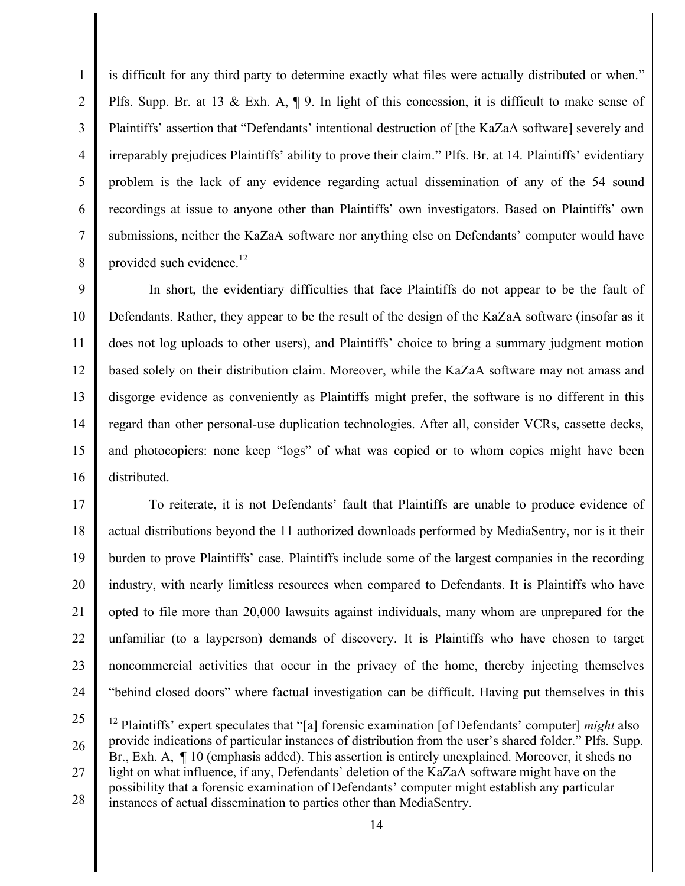is difficult for any third party to determine exactly what files were actually distributed or when." Plfs. Supp. Br. at 13 & Exh. A, ¶ 9. In light of this concession, it is difficult to make sense of Plaintiffs' assertion that "Defendants' intentional destruction of [the KaZaA software] severely and irreparably prejudices Plaintiffs' ability to prove their claim." Plfs. Br. at 14. Plaintiffs' evidentiary problem is the lack of any evidence regarding actual dissemination of any of the 54 sound recordings at issue to anyone other than Plaintiffs' own investigators. Based on Plaintiffs' own submissions, neither the KaZaA software nor anything else on Defendants' computer would have provided such evidence.[12]

In short, the evidentiary difficulties that face Plaintiffs do not appear to be the fault of Defendants. Rather, they appear to be the result of the design of the KaZaA software (insofar as it does not log uploads to other users), and Plaintiffs' choice to bring a summary judgment motion based solely on their distribution claim. Moreover, while the KaZaA software may not amass and disgorge evidence as conveniently as Plaintiffs might prefer, the software is no different in this regard than other personal-use duplication technologies. After all, consider VCRs, cassette decks, and photocopiers: none keep "logs" of what was copied or to whom copies might have been distributed.

To reiterate, it is not Defendants' fault that Plaintiffs are unable to produce evidence of actual distributions beyond the 11 authorized downloads performed by MediaSentry, nor is it their burden to prove Plaintiffs' case. Plaintiffs include some of the largest companies in the recording industry, with nearly limitless resources when compared to Defendants. It is Plaintiffs who have opted to file more than 20,000 lawsuits against individuals, many whom are unprepared for the unfamiliar (to a layperson) demands of discovery. It is Plaintiffs who have chosen to target noncommercial activities that occur in the privacy of the home, thereby injecting themselves "behind closed doors" where factual investigation can be difficult. Having put themselves in this

---

[12] Plaintiffs' expert speculates that "[a] forensic examination [of Defendants' computer] *might* also provide indications of particular instances of distribution from the user's shared folder." Plfs. Supp. Br., Exh. A, ¶ 10 (emphasis added). This assertion is entirely unexplained. Moreover, it sheds no light on what influence, if any, Defendants' deletion of the KaZaA software might have on the possibility that a forensic examination of Defendants' computer might establish any particular instances of actual dissemination to parties other than MediaSentry.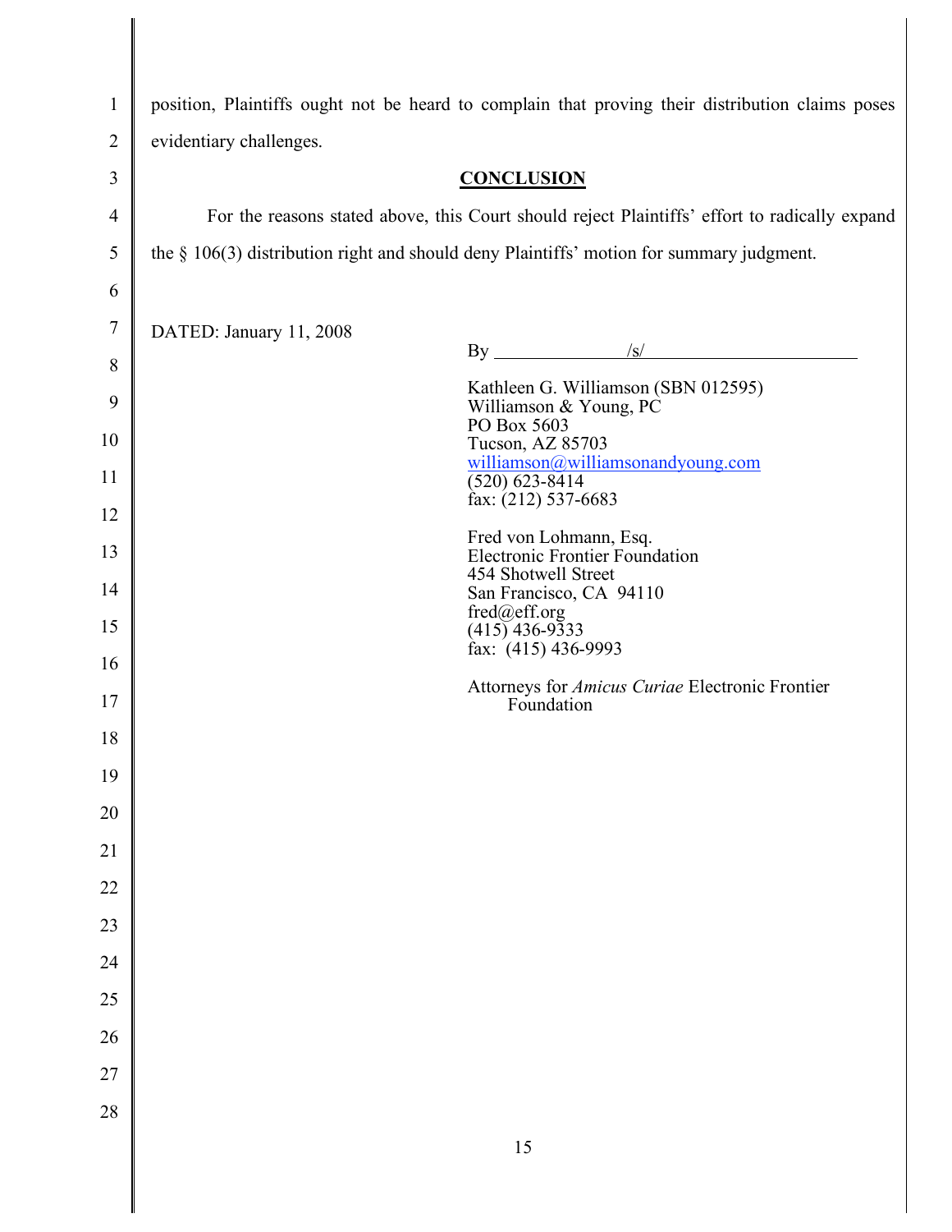position, Plaintiffs ought not be heard to complain that proving their distribution claims poses evidentiary challenges.

## CONCLUSION

For the reasons stated above, this Court should reject Plaintiffs' effort to radically expand the § 106(3) distribution right and should deny Plaintiffs' motion for summary judgment.

DATED: January 11, 2008

By /s/

Kathleen G. Williamson (SBN 012595)
Williamson & Young, PC
PO Box 5603
Tucson, AZ 85703
williamson@williamsonandyoung.com
(520) 623-8414
fax: (212) 537-6683

Fred von Lohmann, Esq.
Electronic Frontier Foundation
454 Shotwell Street
San Francisco, CA 94110
fred@eff.org
(415) 436-9333
fax: (415) 436-9993

Attorneys for *Amicus Curiae* Electronic Frontier Foundation